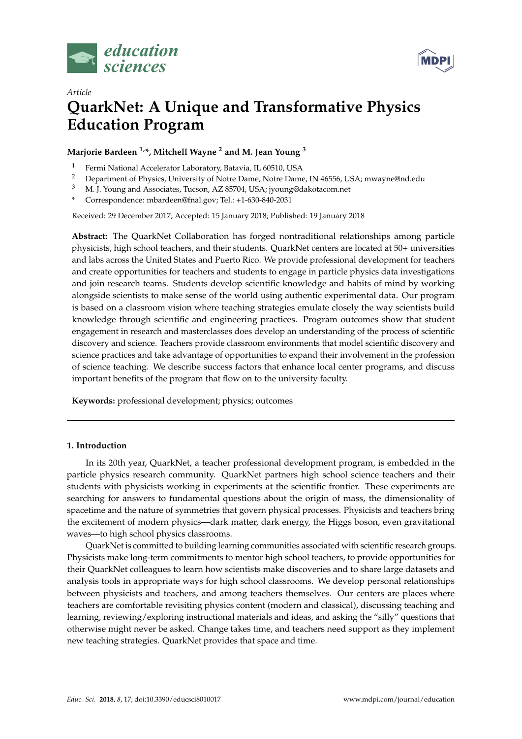*Article*

# QuarkNet: A Unique and Transformative Physics Education Program

**Marjorie Bardeen [1,*], Mitchell Wayne [2] and M. Jean Young [3]**

[1] Fermi National Accelerator Laboratory, Batavia, IL 60510, USA
[2] Department of Physics, University of Notre Dame, Notre Dame, IN 46556, USA; mwayne@nd.edu
[3] M. J. Young and Associates, Tucson, AZ 85704, USA; jyoung@dakotacom.net
\* Correspondence: mbardeen@fnal.gov; Tel.: +1-630-840-2031

Received: 29 December 2017; Accepted: 15 January 2018; Published: 19 January 2018

**Abstract:** The QuarkNet Collaboration has forged nontraditional relationships among particle physicists, high school teachers, and their students. QuarkNet centers are located at 50+ universities and labs across the United States and Puerto Rico. We provide professional development for teachers and create opportunities for teachers and students to engage in particle physics data investigations and join research teams. Students develop scientific knowledge and habits of mind by working alongside scientists to make sense of the world using authentic experimental data. Our program is based on a classroom vision where teaching strategies emulate closely the way scientists build knowledge through scientific and engineering practices. Program outcomes show that student engagement in research and masterclasses does develop an understanding of the process of scientific discovery and science. Teachers provide classroom environments that model scientific discovery and science practices and take advantage of opportunities to expand their involvement in the profession of science teaching. We describe success factors that enhance local center programs, and discuss important benefits of the program that flow on to the university faculty.

**Keywords:** professional development; physics; outcomes

---

## 1. Introduction

In its 20th year, QuarkNet, a teacher professional development program, is embedded in the particle physics research community. QuarkNet partners high school science teachers and their students with physicists working in experiments at the scientific frontier. These experiments are searching for answers to fundamental questions about the origin of mass, the dimensionality of spacetime and the nature of symmetries that govern physical processes. Physicists and teachers bring the excitement of modern physics—dark matter, dark energy, the Higgs boson, even gravitational waves—to high school physics classrooms.

QuarkNet is committed to building learning communities associated with scientific research groups. Physicists make long-term commitments to mentor high school teachers, to provide opportunities for their QuarkNet colleagues to learn how scientists make discoveries and to share large datasets and analysis tools in appropriate ways for high school classrooms. We develop personal relationships between physicists and teachers, and among teachers themselves. Our centers are places where teachers are comfortable revisiting physics content (modern and classical), discussing teaching and learning, reviewing/exploring instructional materials and ideas, and asking the "silly" questions that otherwise might never be asked. Change takes time, and teachers need support as they implement new teaching strategies. QuarkNet provides that space and time.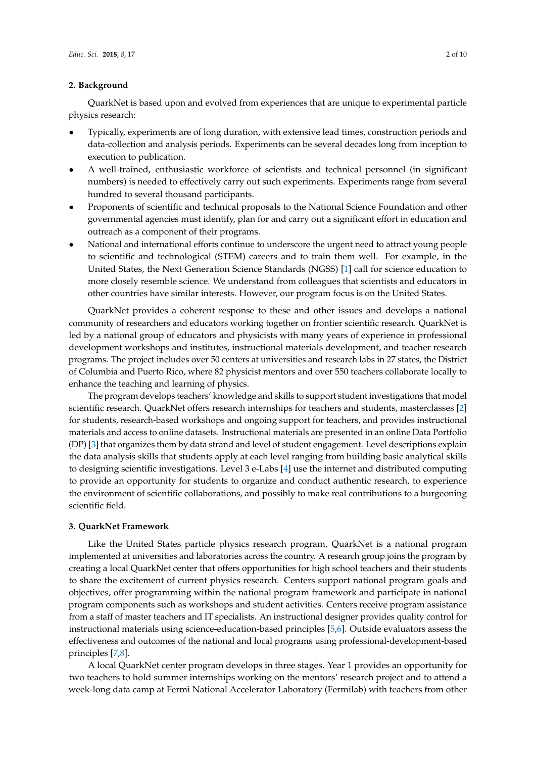## 2. Background

QuarkNet is based upon and evolved from experiences that are unique to experimental particle physics research:

- Typically, experiments are of long duration, with extensive lead times, construction periods and data-collection and analysis periods. Experiments can be several decades long from inception to execution to publication.
- A well-trained, enthusiastic workforce of scientists and technical personnel (in significant numbers) is needed to effectively carry out such experiments. Experiments range from several hundred to several thousand participants.
- Proponents of scientific and technical proposals to the National Science Foundation and other governmental agencies must identify, plan for and carry out a significant effort in education and outreach as a component of their programs.
- National and international efforts continue to underscore the urgent need to attract young people to scientific and technological (STEM) careers and to train them well. For example, in the United States, the Next Generation Science Standards (NGSS) [1] call for science education to more closely resemble science. We understand from colleagues that scientists and educators in other countries have similar interests. However, our program focus is on the United States.

QuarkNet provides a coherent response to these and other issues and develops a national community of researchers and educators working together on frontier scientific research. QuarkNet is led by a national group of educators and physicists with many years of experience in professional development workshops and institutes, instructional materials development, and teacher research programs. The project includes over 50 centers at universities and research labs in 27 states, the District of Columbia and Puerto Rico, where 82 physicist mentors and over 550 teachers collaborate locally to enhance the teaching and learning of physics.

The program develops teachers' knowledge and skills to support student investigations that model scientific research. QuarkNet offers research internships for teachers and students, masterclasses [2] for students, research-based workshops and ongoing support for teachers, and provides instructional materials and access to online datasets. Instructional materials are presented in an online Data Portfolio (DP) [3] that organizes them by data strand and level of student engagement. Level descriptions explain the data analysis skills that students apply at each level ranging from building basic analytical skills to designing scientific investigations. Level 3 e-Labs [4] use the internet and distributed computing to provide an opportunity for students to organize and conduct authentic research, to experience the environment of scientific collaborations, and possibly to make real contributions to a burgeoning scientific field.

## 3. QuarkNet Framework

Like the United States particle physics research program, QuarkNet is a national program implemented at universities and laboratories across the country. A research group joins the program by creating a local QuarkNet center that offers opportunities for high school teachers and their students to share the excitement of current physics research. Centers support national program goals and objectives, offer programming within the national program framework and participate in national program components such as workshops and student activities. Centers receive program assistance from a staff of master teachers and IT specialists. An instructional designer provides quality control for instructional materials using science-education-based principles [5,6]. Outside evaluators assess the effectiveness and outcomes of the national and local programs using professional-development-based principles [7,8].

A local QuarkNet center program develops in three stages. Year 1 provides an opportunity for two teachers to hold summer internships working on the mentors' research project and to attend a week-long data camp at Fermi National Accelerator Laboratory (Fermilab) with teachers from other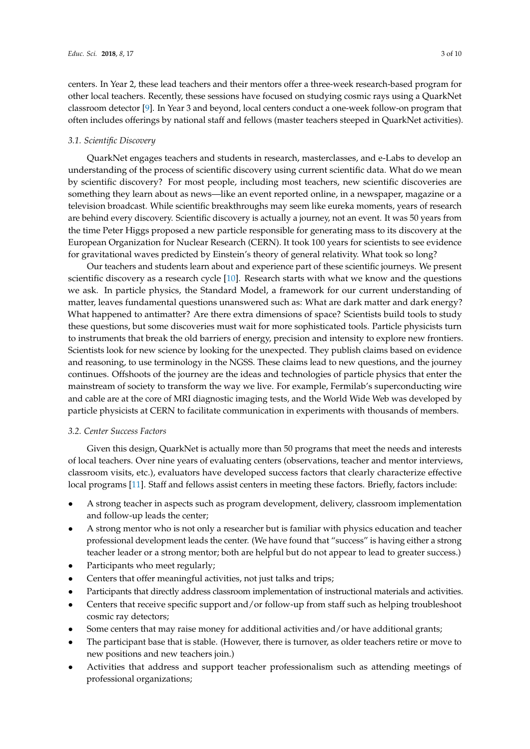centers. In Year 2, these lead teachers and their mentors offer a three-week research-based program for other local teachers. Recently, these sessions have focused on studying cosmic rays using a QuarkNet classroom detector [9]. In Year 3 and beyond, local centers conduct a one-week follow-on program that often includes offerings by national staff and fellows (master teachers steeped in QuarkNet activities).

### *3.1. Scientific Discovery*

QuarkNet engages teachers and students in research, masterclasses, and e-Labs to develop an understanding of the process of scientific discovery using current scientific data. What do we mean by scientific discovery? For most people, including most teachers, new scientific discoveries are something they learn about as news—like an event reported online, in a newspaper, magazine or a television broadcast. While scientific breakthroughs may seem like eureka moments, years of research are behind every discovery. Scientific discovery is actually a journey, not an event. It was 50 years from the time Peter Higgs proposed a new particle responsible for generating mass to its discovery at the European Organization for Nuclear Research (CERN). It took 100 years for scientists to see evidence for gravitational waves predicted by Einstein's theory of general relativity. What took so long?

Our teachers and students learn about and experience part of these scientific journeys. We present scientific discovery as a research cycle [10]. Research starts with what we know and the questions we ask. In particle physics, the Standard Model, a framework for our current understanding of matter, leaves fundamental questions unanswered such as: What are dark matter and dark energy? What happened to antimatter? Are there extra dimensions of space? Scientists build tools to study these questions, but some discoveries must wait for more sophisticated tools. Particle physicists turn to instruments that break the old barriers of energy, precision and intensity to explore new frontiers. Scientists look for new science by looking for the unexpected. They publish claims based on evidence and reasoning, to use terminology in the NGSS. These claims lead to new questions, and the journey continues. Offshoots of the journey are the ideas and technologies of particle physics that enter the mainstream of society to transform the way we live. For example, Fermilab's superconducting wire and cable are at the core of MRI diagnostic imaging tests, and the World Wide Web was developed by particle physicists at CERN to facilitate communication in experiments with thousands of members.

### *3.2. Center Success Factors*

Given this design, QuarkNet is actually more than 50 programs that meet the needs and interests of local teachers. Over nine years of evaluating centers (observations, teacher and mentor interviews, classroom visits, etc.), evaluators have developed success factors that clearly characterize effective local programs [11]. Staff and fellows assist centers in meeting these factors. Briefly, factors include:

- A strong teacher in aspects such as program development, delivery, classroom implementation and follow-up leads the center;
- A strong mentor who is not only a researcher but is familiar with physics education and teacher professional development leads the center. (We have found that "success" is having either a strong teacher leader or a strong mentor; both are helpful but do not appear to lead to greater success.)
- Participants who meet regularly;
- Centers that offer meaningful activities, not just talks and trips;
- Participants that directly address classroom implementation of instructional materials and activities.
- Centers that receive specific support and/or follow-up from staff such as helping troubleshoot cosmic ray detectors;
- Some centers that may raise money for additional activities and/or have additional grants;
- The participant base that is stable. (However, there is turnover, as older teachers retire or move to new positions and new teachers join.)
- Activities that address and support teacher professionalism such as attending meetings of professional organizations;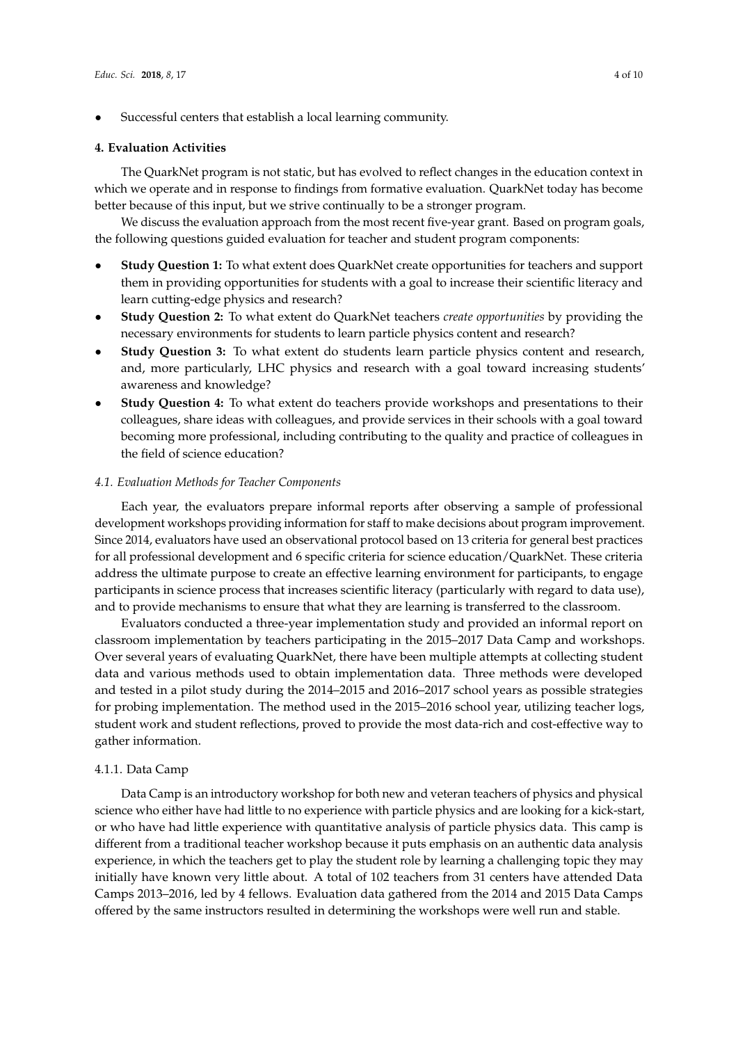- Successful centers that establish a local learning community.

## 4. Evaluation Activities

The QuarkNet program is not static, but has evolved to reflect changes in the education context in which we operate and in response to findings from formative evaluation. QuarkNet today has become better because of this input, but we strive continually to be a stronger program.

We discuss the evaluation approach from the most recent five-year grant. Based on program goals, the following questions guided evaluation for teacher and student program components:

- **Study Question 1:** To what extent does QuarkNet create opportunities for teachers and support them in providing opportunities for students with a goal to increase their scientific literacy and learn cutting-edge physics and research?
- **Study Question 2:** To what extent do QuarkNet teachers *create opportunities* by providing the necessary environments for students to learn particle physics content and research?
- **Study Question 3:** To what extent do students learn particle physics content and research, and, more particularly, LHC physics and research with a goal toward increasing students' awareness and knowledge?
- **Study Question 4:** To what extent do teachers provide workshops and presentations to their colleagues, share ideas with colleagues, and provide services in their schools with a goal toward becoming more professional, including contributing to the quality and practice of colleagues in the field of science education?

### *4.1. Evaluation Methods for Teacher Components*

Each year, the evaluators prepare informal reports after observing a sample of professional development workshops providing information for staff to make decisions about program improvement. Since 2014, evaluators have used an observational protocol based on 13 criteria for general best practices for all professional development and 6 specific criteria for science education/QuarkNet. These criteria address the ultimate purpose to create an effective learning environment for participants, to engage participants in science process that increases scientific literacy (particularly with regard to data use), and to provide mechanisms to ensure that what they are learning is transferred to the classroom.

Evaluators conducted a three-year implementation study and provided an informal report on classroom implementation by teachers participating in the 2015–2017 Data Camp and workshops. Over several years of evaluating QuarkNet, there have been multiple attempts at collecting student data and various methods used to obtain implementation data. Three methods were developed and tested in a pilot study during the 2014–2015 and 2016–2017 school years as possible strategies for probing implementation. The method used in the 2015–2016 school year, utilizing teacher logs, student work and student reflections, proved to provide the most data-rich and cost-effective way to gather information.

#### 4.1.1. Data Camp

Data Camp is an introductory workshop for both new and veteran teachers of physics and physical science who either have had little to no experience with particle physics and are looking for a kick-start, or who have had little experience with quantitative analysis of particle physics data. This camp is different from a traditional teacher workshop because it puts emphasis on an authentic data analysis experience, in which the teachers get to play the student role by learning a challenging topic they may initially have known very little about. A total of 102 teachers from 31 centers have attended Data Camps 2013–2016, led by 4 fellows. Evaluation data gathered from the 2014 and 2015 Data Camps offered by the same instructors resulted in determining the workshops were well run and stable.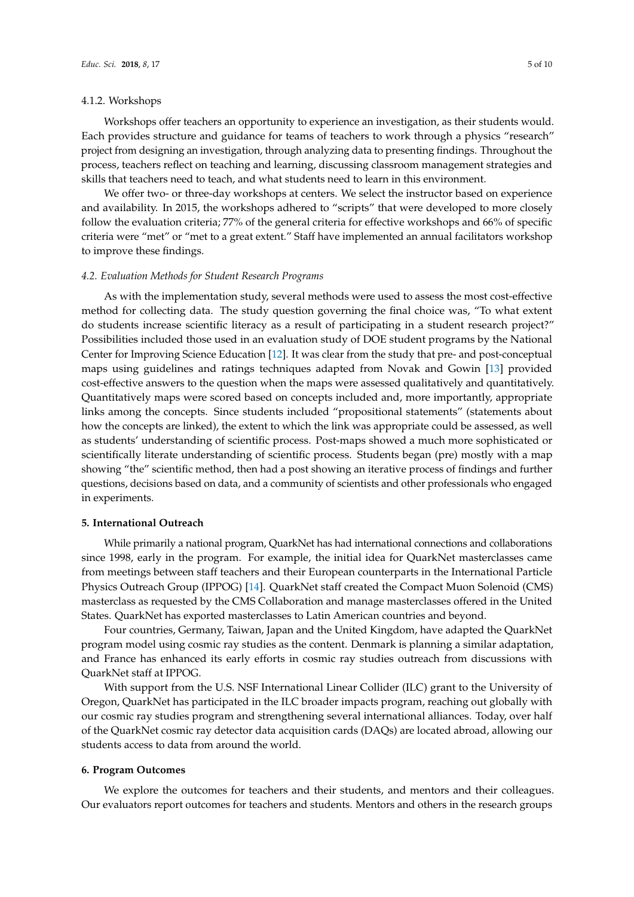#### 4.1.2. Workshops

Workshops offer teachers an opportunity to experience an investigation, as their students would. Each provides structure and guidance for teams of teachers to work through a physics "research" project from designing an investigation, through analyzing data to presenting findings. Throughout the process, teachers reflect on teaching and learning, discussing classroom management strategies and skills that teachers need to teach, and what students need to learn in this environment.

We offer two- or three-day workshops at centers. We select the instructor based on experience and availability. In 2015, the workshops adhered to "scripts" that were developed to more closely follow the evaluation criteria; 77% of the general criteria for effective workshops and 66% of specific criteria were "met" or "met to a great extent." Staff have implemented an annual facilitators workshop to improve these findings.

### *4.2. Evaluation Methods for Student Research Programs*

As with the implementation study, several methods were used to assess the most cost-effective method for collecting data. The study question governing the final choice was, "To what extent do students increase scientific literacy as a result of participating in a student research project?" Possibilities included those used in an evaluation study of DOE student programs by the National Center for Improving Science Education [12]. It was clear from the study that pre- and post-conceptual maps using guidelines and ratings techniques adapted from Novak and Gowin [13] provided cost-effective answers to the question when the maps were assessed qualitatively and quantitatively. Quantitatively maps were scored based on concepts included and, more importantly, appropriate links among the concepts. Since students included "propositional statements" (statements about how the concepts are linked), the extent to which the link was appropriate could be assessed, as well as students' understanding of scientific process. Post-maps showed a much more sophisticated or scientifically literate understanding of scientific process. Students began (pre) mostly with a map showing "the" scientific method, then had a post showing an iterative process of findings and further questions, decisions based on data, and a community of scientists and other professionals who engaged in experiments.

## 5. International Outreach

While primarily a national program, QuarkNet has had international connections and collaborations since 1998, early in the program. For example, the initial idea for QuarkNet masterclasses came from meetings between staff teachers and their European counterparts in the International Particle Physics Outreach Group (IPPOG) [14]. QuarkNet staff created the Compact Muon Solenoid (CMS) masterclass as requested by the CMS Collaboration and manage masterclasses offered in the United States. QuarkNet has exported masterclasses to Latin American countries and beyond.

Four countries, Germany, Taiwan, Japan and the United Kingdom, have adapted the QuarkNet program model using cosmic ray studies as the content. Denmark is planning a similar adaptation, and France has enhanced its early efforts in cosmic ray studies outreach from discussions with QuarkNet staff at IPPOG.

With support from the U.S. NSF International Linear Collider (ILC) grant to the University of Oregon, QuarkNet has participated in the ILC broader impacts program, reaching out globally with our cosmic ray studies program and strengthening several international alliances. Today, over half of the QuarkNet cosmic ray detector data acquisition cards (DAQs) are located abroad, allowing our students access to data from around the world.

## 6. Program Outcomes

We explore the outcomes for teachers and their students, and mentors and their colleagues. Our evaluators report outcomes for teachers and students. Mentors and others in the research groups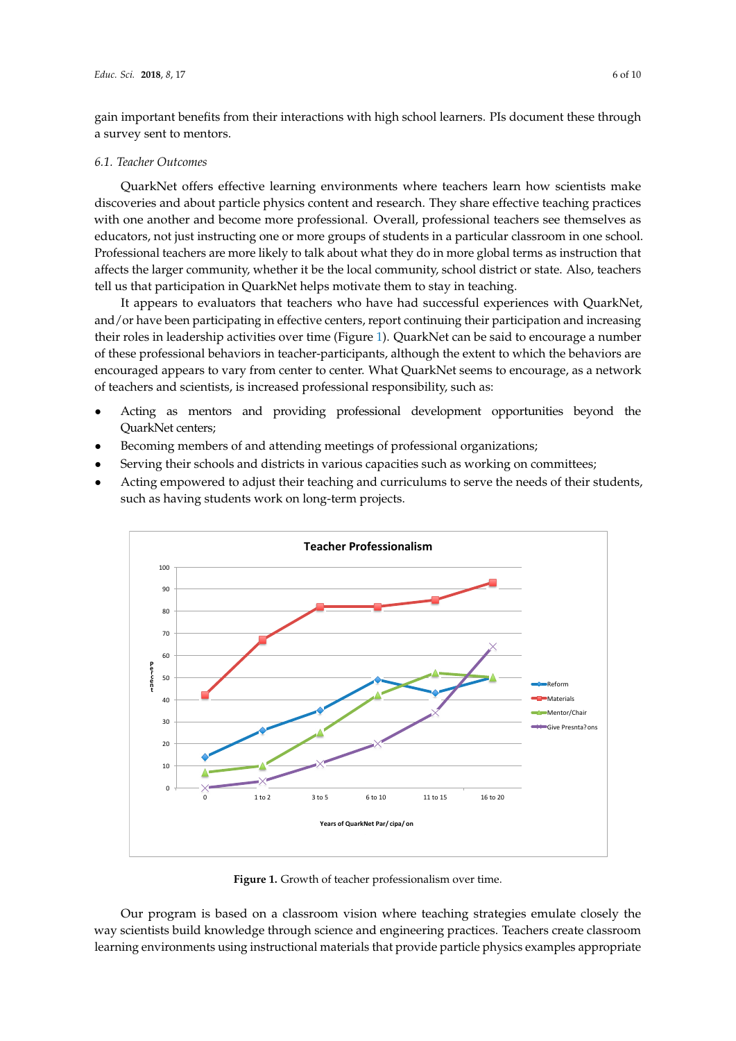gain important benefits from their interactions with high school learners. PIs document these through a survey sent to mentors.

### 6.1. Teacher Outcomes

QuarkNet offers effective learning environments where teachers learn how scientists make discoveries and about particle physics content and research. They share effective teaching practices with one another and become more professional. Overall, professional teachers see themselves as educators, not just instructing one or more groups of students in a particular classroom in one school. Professional teachers are more likely to talk about what they do in more global terms as instruction that affects the larger community, whether it be the local community, school district or state. Also, teachers tell us that participation in QuarkNet helps motivate them to stay in teaching.

It appears to evaluators that teachers who have had successful experiences with QuarkNet, and/or have been participating in effective centers, report continuing their participation and increasing their roles in leadership activities over time (Figure 1). QuarkNet can be said to encourage a number of these professional behaviors in teacher-participants, although the extent to which the behaviors are encouraged appears to vary from center to center. What QuarkNet seems to encourage, as a network of teachers and scientists, is increased professional responsibility, such as:

- Acting as mentors and providing professional development opportunities beyond the QuarkNet centers;
- Becoming members of and attending meetings of professional organizations;
- Serving their schools and districts in various capacities such as working on committees;
- Acting empowered to adjust their teaching and curriculums to serve the needs of their students, such as having students work on long-term projects.

**Figure 1.** Growth of teacher professionalism over time.

Our program is based on a classroom vision where teaching strategies emulate closely the way scientists build knowledge through science and engineering practices. Teachers create classroom learning environments using instructional materials that provide particle physics examples appropriate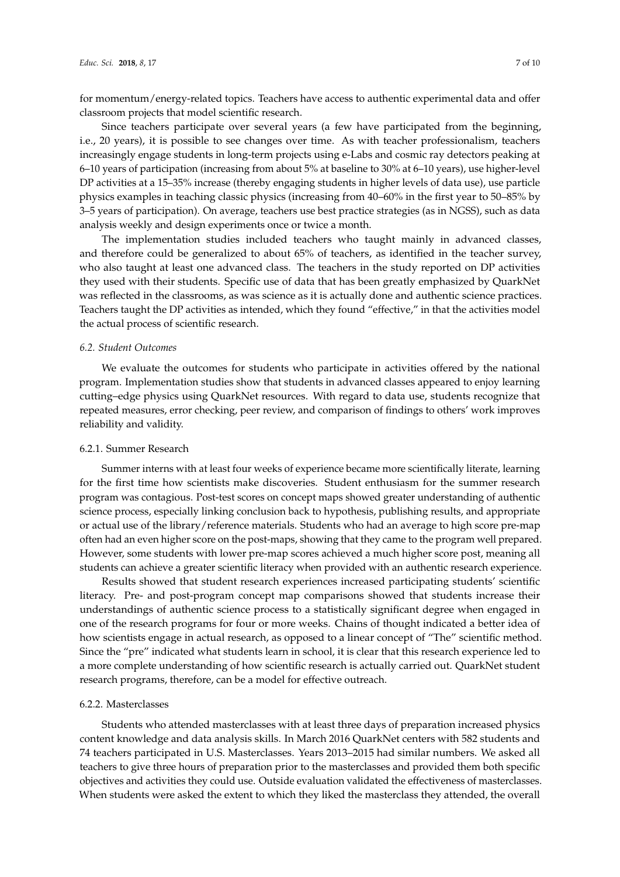for momentum/energy-related topics. Teachers have access to authentic experimental data and offer classroom projects that model scientific research.

Since teachers participate over several years (a few have participated from the beginning, i.e., 20 years), it is possible to see changes over time. As with teacher professionalism, teachers increasingly engage students in long-term projects using e-Labs and cosmic ray detectors peaking at 6–10 years of participation (increasing from about 5% at baseline to 30% at 6–10 years), use higher-level DP activities at a 15–35% increase (thereby engaging students in higher levels of data use), use particle physics examples in teaching classic physics (increasing from 40–60% in the first year to 50–85% by 3–5 years of participation). On average, teachers use best practice strategies (as in NGSS), such as data analysis weekly and design experiments once or twice a month.

The implementation studies included teachers who taught mainly in advanced classes, and therefore could be generalized to about 65% of teachers, as identified in the teacher survey, who also taught at least one advanced class. The teachers in the study reported on DP activities they used with their students. Specific use of data that has been greatly emphasized by QuarkNet was reflected in the classrooms, as was science as it is actually done and authentic science practices. Teachers taught the DP activities as intended, which they found "effective," in that the activities model the actual process of scientific research.

### *6.2. Student Outcomes*

We evaluate the outcomes for students who participate in activities offered by the national program. Implementation studies show that students in advanced classes appeared to enjoy learning cutting–edge physics using QuarkNet resources. With regard to data use, students recognize that repeated measures, error checking, peer review, and comparison of findings to others' work improves reliability and validity.

#### 6.2.1. Summer Research

Summer interns with at least four weeks of experience became more scientifically literate, learning for the first time how scientists make discoveries. Student enthusiasm for the summer research program was contagious. Post-test scores on concept maps showed greater understanding of authentic science process, especially linking conclusion back to hypothesis, publishing results, and appropriate or actual use of the library/reference materials. Students who had an average to high score pre-map often had an even higher score on the post-maps, showing that they came to the program well prepared. However, some students with lower pre-map scores achieved a much higher score post, meaning all students can achieve a greater scientific literacy when provided with an authentic research experience.

Results showed that student research experiences increased participating students' scientific literacy. Pre- and post-program concept map comparisons showed that students increase their understandings of authentic science process to a statistically significant degree when engaged in one of the research programs for four or more weeks. Chains of thought indicated a better idea of how scientists engage in actual research, as opposed to a linear concept of "The" scientific method. Since the "pre" indicated what students learn in school, it is clear that this research experience led to a more complete understanding of how scientific research is actually carried out. QuarkNet student research programs, therefore, can be a model for effective outreach.

#### 6.2.2. Masterclasses

Students who attended masterclasses with at least three days of preparation increased physics content knowledge and data analysis skills. In March 2016 QuarkNet centers with 582 students and 74 teachers participated in U.S. Masterclasses. Years 2013–2015 had similar numbers. We asked all teachers to give three hours of preparation prior to the masterclasses and provided them both specific objectives and activities they could use. Outside evaluation validated the effectiveness of masterclasses. When students were asked the extent to which they liked the masterclass they attended, the overall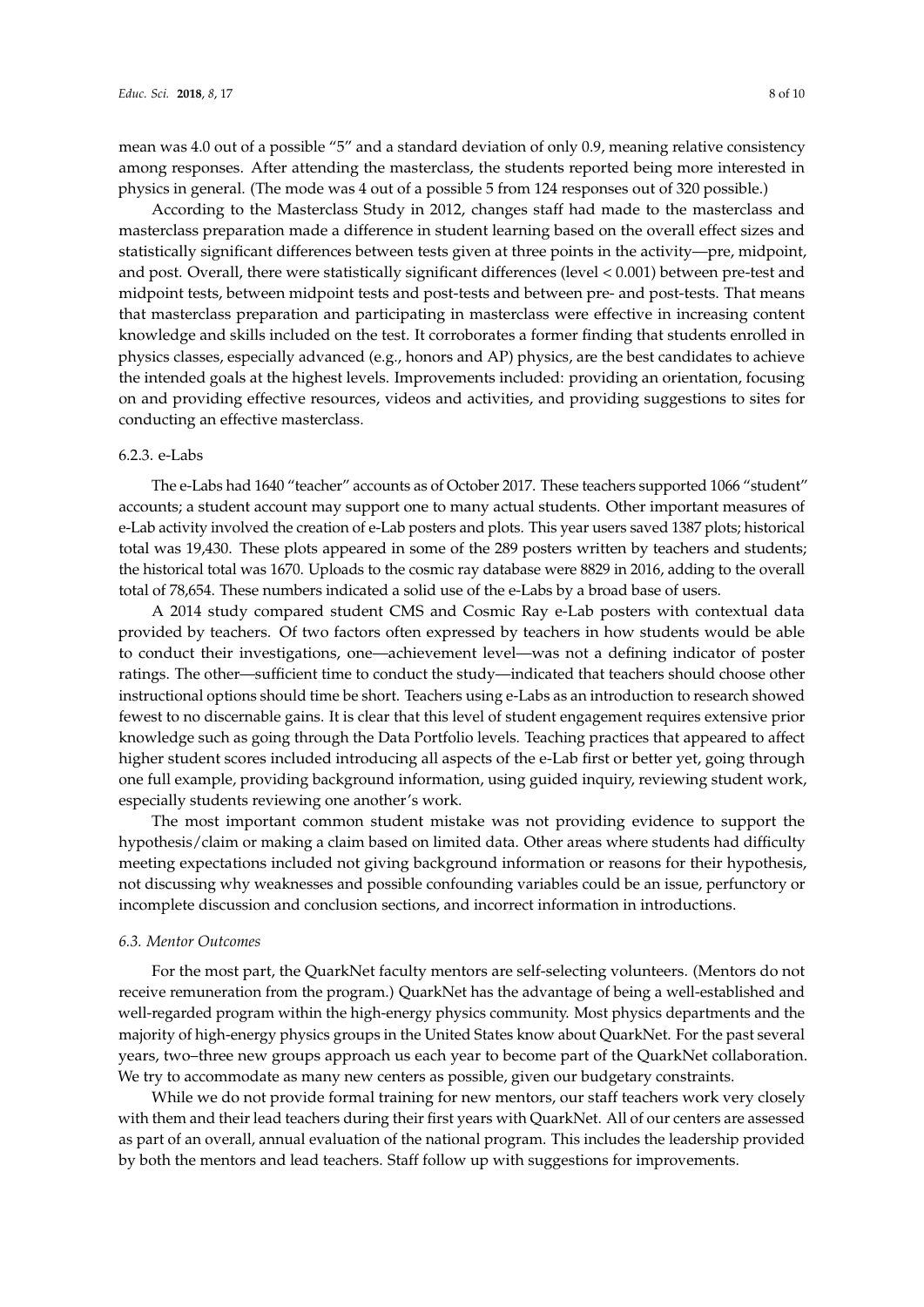mean was 4.0 out of a possible "5" and a standard deviation of only 0.9, meaning relative consistency among responses. After attending the masterclass, the students reported being more interested in physics in general. (The mode was 4 out of a possible 5 from 124 responses out of 320 possible.)

According to the Masterclass Study in 2012, changes staff had made to the masterclass and masterclass preparation made a difference in student learning based on the overall effect sizes and statistically significant differences between tests given at three points in the activity—pre, midpoint, and post. Overall, there were statistically significant differences (level < 0.001) between pre-test and midpoint tests, between midpoint tests and post-tests and between pre- and post-tests. That means that masterclass preparation and participating in masterclass were effective in increasing content knowledge and skills included on the test. It corroborates a former finding that students enrolled in physics classes, especially advanced (e.g., honors and AP) physics, are the best candidates to achieve the intended goals at the highest levels. Improvements included: providing an orientation, focusing on and providing effective resources, videos and activities, and providing suggestions to sites for conducting an effective masterclass.

#### 6.2.3. e-Labs

The e-Labs had 1640 "teacher" accounts as of October 2017. These teachers supported 1066 "student" accounts; a student account may support one to many actual students. Other important measures of e-Lab activity involved the creation of e-Lab posters and plots. This year users saved 1387 plots; historical total was 19,430. These plots appeared in some of the 289 posters written by teachers and students; the historical total was 1670. Uploads to the cosmic ray database were 8829 in 2016, adding to the overall total of 78,654. These numbers indicated a solid use of the e-Labs by a broad base of users.

A 2014 study compared student CMS and Cosmic Ray e-Lab posters with contextual data provided by teachers. Of two factors often expressed by teachers in how students would be able to conduct their investigations, one—achievement level—was not a defining indicator of poster ratings. The other—sufficient time to conduct the study—indicated that teachers should choose other instructional options should time be short. Teachers using e-Labs as an introduction to research showed fewest to no discernable gains. It is clear that this level of student engagement requires extensive prior knowledge such as going through the Data Portfolio levels. Teaching practices that appeared to affect higher student scores included introducing all aspects of the e-Lab first or better yet, going through one full example, providing background information, using guided inquiry, reviewing student work, especially students reviewing one another's work.

The most important common student mistake was not providing evidence to support the hypothesis/claim or making a claim based on limited data. Other areas where students had difficulty meeting expectations included not giving background information or reasons for their hypothesis, not discussing why weaknesses and possible confounding variables could be an issue, perfunctory or incomplete discussion and conclusion sections, and incorrect information in introductions.

### *6.3. Mentor Outcomes*

For the most part, the QuarkNet faculty mentors are self-selecting volunteers. (Mentors do not receive remuneration from the program.) QuarkNet has the advantage of being a well-established and well-regarded program within the high-energy physics community. Most physics departments and the majority of high-energy physics groups in the United States know about QuarkNet. For the past several years, two–three new groups approach us each year to become part of the QuarkNet collaboration. We try to accommodate as many new centers as possible, given our budgetary constraints.

While we do not provide formal training for new mentors, our staff teachers work very closely with them and their lead teachers during their first years with QuarkNet. All of our centers are assessed as part of an overall, annual evaluation of the national program. This includes the leadership provided by both the mentors and lead teachers. Staff follow up with suggestions for improvements.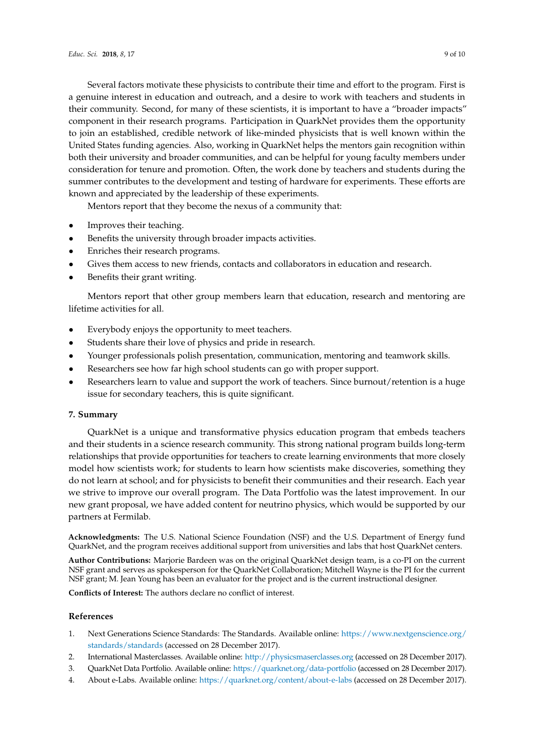Several factors motivate these physicists to contribute their time and effort to the program. First is a genuine interest in education and outreach, and a desire to work with teachers and students in their community. Second, for many of these scientists, it is important to have a "broader impacts" component in their research programs. Participation in QuarkNet provides them the opportunity to join an established, credible network of like-minded physicists that is well known within the United States funding agencies. Also, working in QuarkNet helps the mentors gain recognition within both their university and broader communities, and can be helpful for young faculty members under consideration for tenure and promotion. Often, the work done by teachers and students during the summer contributes to the development and testing of hardware for experiments. These efforts are known and appreciated by the leadership of these experiments.

Mentors report that they become the nexus of a community that:

- Improves their teaching.
- Benefits the university through broader impacts activities.
- Enriches their research programs.
- Gives them access to new friends, contacts and collaborators in education and research.
- Benefits their grant writing.

Mentors report that other group members learn that education, research and mentoring are lifetime activities for all.

- Everybody enjoys the opportunity to meet teachers.
- Students share their love of physics and pride in research.
- Younger professionals polish presentation, communication, mentoring and teamwork skills.
- Researchers see how far high school students can go with proper support.
- Researchers learn to value and support the work of teachers. Since burnout/retention is a huge issue for secondary teachers, this is quite significant.

## 7. Summary

QuarkNet is a unique and transformative physics education program that embeds teachers and their students in a science research community. This strong national program builds long-term relationships that provide opportunities for teachers to create learning environments that more closely model how scientists work; for students to learn how scientists make discoveries, something they do not learn at school; and for physicists to benefit their communities and their research. Each year we strive to improve our overall program. The Data Portfolio was the latest improvement. In our new grant proposal, we have added content for neutrino physics, which would be supported by our partners at Fermilab.

**Acknowledgments:** The U.S. National Science Foundation (NSF) and the U.S. Department of Energy fund QuarkNet, and the program receives additional support from universities and labs that host QuarkNet centers.

**Author Contributions:** Marjorie Bardeen was on the original QuarkNet design team, is a co-PI on the current NSF grant and serves as spokesperson for the QuarkNet Collaboration; Mitchell Wayne is the PI for the current NSF grant; M. Jean Young has been an evaluator for the project and is the current instructional designer.

**Conflicts of Interest:** The authors declare no conflict of interest.

## References

1. Next Generations Science Standards: The Standards. Available online: https://www.nextgenscience.org/standards/standards (accessed on 28 December 2017).
2. International Masterclasses. Available online: http://physicsmaserclasses.org (accessed on 28 December 2017).
3. QuarkNet Data Portfolio. Available online: https://quarknet.org/data-portfolio (accessed on 28 December 2017).
4. About e-Labs. Available online: https://quarknet.org/content/about-e-labs (accessed on 28 December 2017).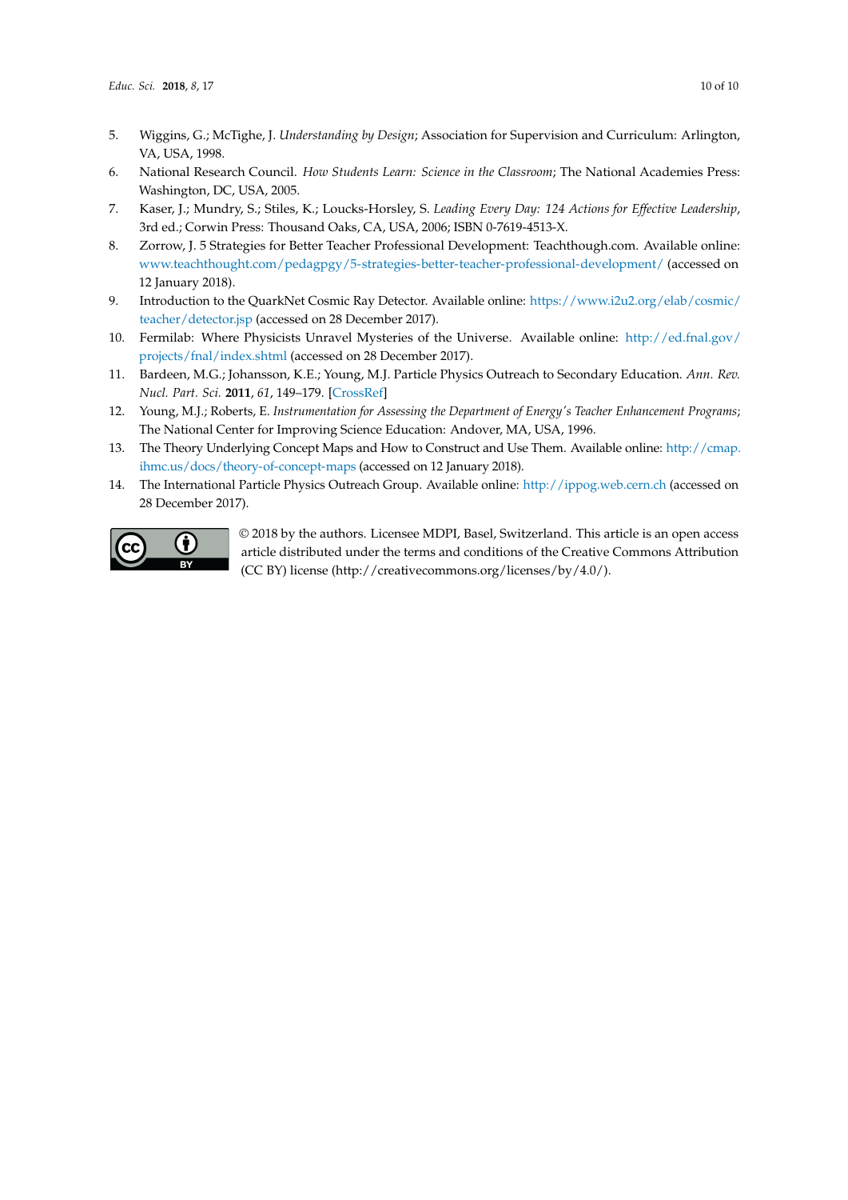5. Wiggins, G.; McTighe, J. *Understanding by Design*; Association for Supervision and Curriculum: Arlington, VA, USA, 1998.
6. National Research Council. *How Students Learn: Science in the Classroom*; The National Academies Press: Washington, DC, USA, 2005.
7. Kaser, J.; Mundry, S.; Stiles, K.; Loucks-Horsley, S. *Leading Every Day: 124 Actions for Effective Leadership*, 3rd ed.; Corwin Press: Thousand Oaks, CA, USA, 2006; ISBN 0-7619-4513-X.
8. Zorrow, J. 5 Strategies for Better Teacher Professional Development: Teachthough.com. Available online: www.teachthought.com/pedagpgy/5-strategies-better-teacher-professional-development/ (accessed on 12 January 2018).
9. Introduction to the QuarkNet Cosmic Ray Detector. Available online: https://www.i2u2.org/elab/cosmic/teacher/detector.jsp (accessed on 28 December 2017).
10. Fermilab: Where Physicists Unravel Mysteries of the Universe. Available online: http://ed.fnal.gov/projects/fnal/index.shtml (accessed on 28 December 2017).
11. Bardeen, M.G.; Johansson, K.E.; Young, M.J. Particle Physics Outreach to Secondary Education. *Ann. Rev. Nucl. Part. Sci.* **2011**, *61*, 149–179. [CrossRef]
12. Young, M.J.; Roberts, E. *Instrumentation for Assessing the Department of Energy's Teacher Enhancement Programs*; The National Center for Improving Science Education: Andover, MA, USA, 1996.
13. The Theory Underlying Concept Maps and How to Construct and Use Them. Available online: http://cmap.ihmc.us/docs/theory-of-concept-maps (accessed on 12 January 2018).
14. The International Particle Physics Outreach Group. Available online: http://ippog.web.cern.ch (accessed on 28 December 2017).

© 2018 by the authors. Licensee MDPI, Basel, Switzerland. This article is an open access article distributed under the terms and conditions of the Creative Commons Attribution (CC BY) license (http://creativecommons.org/licenses/by/4.0/).